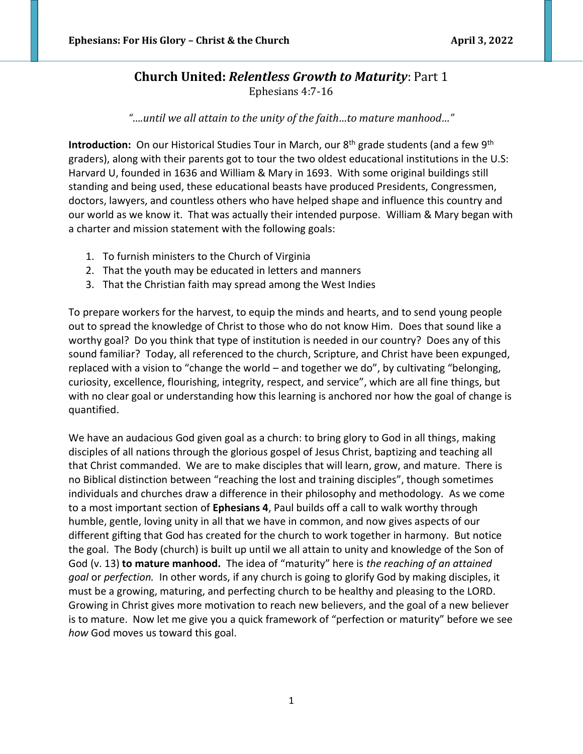# Church United: *Relentless Growth to Maturity*: Part 1

Ephesians 4:7-16

*"….until we all attain to the unity of the faith…to mature manhood…"*

**Introduction:** On our Historical Studies Tour in March, our 8th grade students (and a few 9th graders), along with their parents got to tour the two oldest educational institutions in the U.S: Harvard U, founded in 1636 and William & Mary in 1693. With some original buildings still standing and being used, these educational beasts have produced Presidents, Congressmen, doctors, lawyers, and countless others who have helped shape and influence this country and our world as we know it. That was actually their intended purpose. William & Mary began with a charter and mission statement with the following goals:

1. To furnish ministers to the Church of Virginia
2. That the youth may be educated in letters and manners
3. That the Christian faith may spread among the West Indies

To prepare workers for the harvest, to equip the minds and hearts, and to send young people out to spread the knowledge of Christ to those who do not know Him. Does that sound like a worthy goal? Do you think that type of institution is needed in our country? Does any of this sound familiar? Today, all referenced to the church, Scripture, and Christ have been expunged, replaced with a vision to "change the world – and together we do", by cultivating "belonging, curiosity, excellence, flourishing, integrity, respect, and service", which are all fine things, but with no clear goal or understanding how this learning is anchored nor how the goal of change is quantified.

We have an audacious God given goal as a church: to bring glory to God in all things, making disciples of all nations through the glorious gospel of Jesus Christ, baptizing and teaching all that Christ commanded. We are to make disciples that will learn, grow, and mature. There is no Biblical distinction between "reaching the lost and training disciples", though sometimes individuals and churches draw a difference in their philosophy and methodology. As we come to a most important section of **Ephesians 4**, Paul builds off a call to walk worthy through humble, gentle, loving unity in all that we have in common, and now gives aspects of our different gifting that God has created for the church to work together in harmony. But notice the goal. The Body (church) is built up until we all attain to unity and knowledge of the Son of God (v. 13) **to mature manhood.** The idea of "maturity" here is *the reaching of an attained goal* or *perfection.* In other words, if any church is going to glorify God by making disciples, it must be a growing, maturing, and perfecting church to be healthy and pleasing to the LORD. Growing in Christ gives more motivation to reach new believers, and the goal of a new believer is to mature. Now let me give you a quick framework of "perfection or maturity" before we see *how* God moves us toward this goal.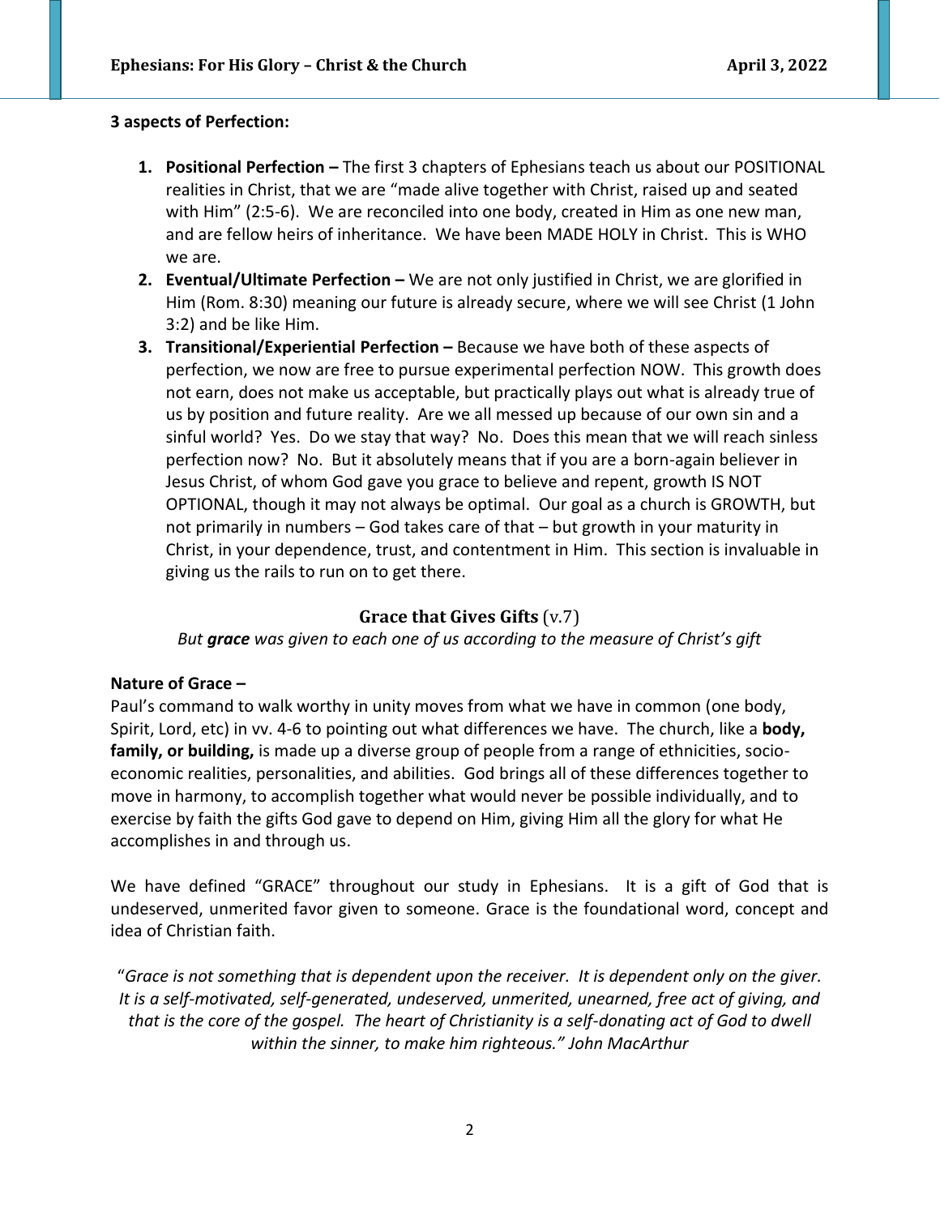**3 aspects of Perfection:**

1. **Positional Perfection –** The first 3 chapters of Ephesians teach us about our POSITIONAL realities in Christ, that we are "made alive together with Christ, raised up and seated with Him" (2:5-6). We are reconciled into one body, created in Him as one new man, and are fellow heirs of inheritance. We have been MADE HOLY in Christ. This is WHO we are.
2. **Eventual/Ultimate Perfection –** We are not only justified in Christ, we are glorified in Him (Rom. 8:30) meaning our future is already secure, where we will see Christ (1 John 3:2) and be like Him.
3. **Transitional/Experiential Perfection –** Because we have both of these aspects of perfection, we now are free to pursue experimental perfection NOW. This growth does not earn, does not make us acceptable, but practically plays out what is already true of us by position and future reality. Are we all messed up because of our own sin and a sinful world? Yes. Do we stay that way? No. Does this mean that we will reach sinless perfection now? No. But it absolutely means that if you are a born-again believer in Jesus Christ, of whom God gave you grace to believe and repent, growth IS NOT OPTIONAL, though it may not always be optimal. Our goal as a church is GROWTH, but not primarily in numbers – God takes care of that – but growth in your maturity in Christ, in your dependence, trust, and contentment in Him. This section is invaluable in giving us the rails to run on to get there.

## **Grace that Gives Gifts** (v.7)

*But **grace** was given to each one of us according to the measure of Christ's gift*

**Nature of Grace –**

Paul's command to walk worthy in unity moves from what we have in common (one body, Spirit, Lord, etc) in vv. 4-6 to pointing out what differences we have. The church, like a **body, family, or building,** is made up a diverse group of people from a range of ethnicities, socio-economic realities, personalities, and abilities. God brings all of these differences together to move in harmony, to accomplish together what would never be possible individually, and to exercise by faith the gifts God gave to depend on Him, giving Him all the glory for what He accomplishes in and through us.

We have defined "GRACE" throughout our study in Ephesians. It is a gift of God that is undeserved, unmerited favor given to someone. Grace is the foundational word, concept and idea of Christian faith.

"*Grace is not something that is dependent upon the receiver. It is dependent only on the giver. It is a self-motivated, self-generated, undeserved, unmerited, unearned, free act of giving, and that is the core of the gospel. The heart of Christianity is a self-donating act of God to dwell within the sinner, to make him righteous." John MacArthur*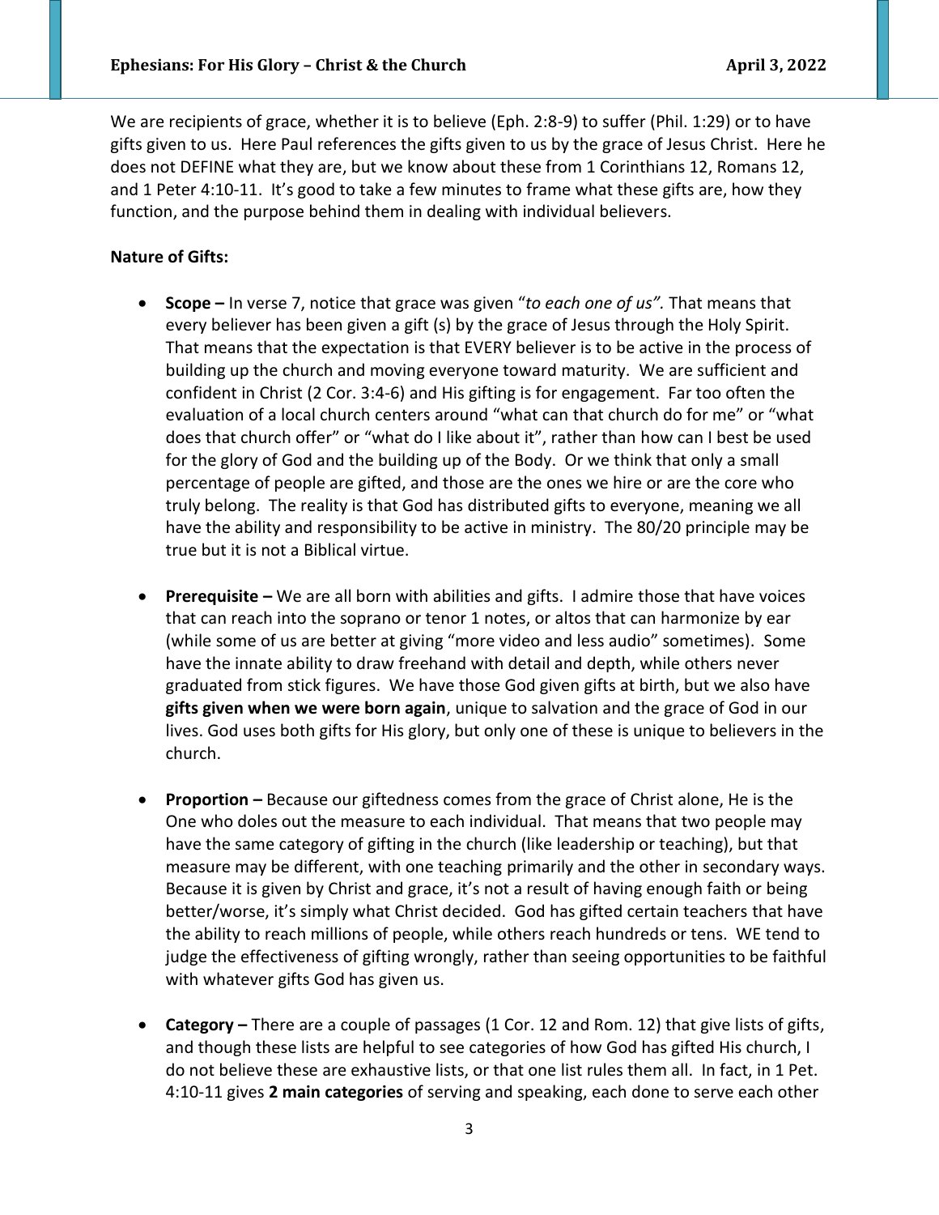We are recipients of grace, whether it is to believe (Eph. 2:8-9) to suffer (Phil. 1:29) or to have gifts given to us. Here Paul references the gifts given to us by the grace of Jesus Christ. Here he does not DEFINE what they are, but we know about these from 1 Corinthians 12, Romans 12, and 1 Peter 4:10-11. It's good to take a few minutes to frame what these gifts are, how they function, and the purpose behind them in dealing with individual believers.

**Nature of Gifts:**

- **Scope –** In verse 7, notice that grace was given "*to each one of us".* That means that every believer has been given a gift (s) by the grace of Jesus through the Holy Spirit. That means that the expectation is that EVERY believer is to be active in the process of building up the church and moving everyone toward maturity. We are sufficient and confident in Christ (2 Cor. 3:4-6) and His gifting is for engagement. Far too often the evaluation of a local church centers around "what can that church do for me" or "what does that church offer" or "what do I like about it", rather than how can I best be used for the glory of God and the building up of the Body. Or we think that only a small percentage of people are gifted, and those are the ones we hire or are the core who truly belong. The reality is that God has distributed gifts to everyone, meaning we all have the ability and responsibility to be active in ministry. The 80/20 principle may be true but it is not a Biblical virtue.

- **Prerequisite –** We are all born with abilities and gifts. I admire those that have voices that can reach into the soprano or tenor 1 notes, or altos that can harmonize by ear (while some of us are better at giving "more video and less audio" sometimes). Some have the innate ability to draw freehand with detail and depth, while others never graduated from stick figures. We have those God given gifts at birth, but we also have **gifts given when we were born again**, unique to salvation and the grace of God in our lives. God uses both gifts for His glory, but only one of these is unique to believers in the church.

- **Proportion –** Because our giftedness comes from the grace of Christ alone, He is the One who doles out the measure to each individual. That means that two people may have the same category of gifting in the church (like leadership or teaching), but that measure may be different, with one teaching primarily and the other in secondary ways. Because it is given by Christ and grace, it's not a result of having enough faith or being better/worse, it's simply what Christ decided. God has gifted certain teachers that have the ability to reach millions of people, while others reach hundreds or tens. WE tend to judge the effectiveness of gifting wrongly, rather than seeing opportunities to be faithful with whatever gifts God has given us.

- **Category –** There are a couple of passages (1 Cor. 12 and Rom. 12) that give lists of gifts, and though these lists are helpful to see categories of how God has gifted His church, I do not believe these are exhaustive lists, or that one list rules them all. In fact, in 1 Pet. 4:10-11 gives **2 main categories** of serving and speaking, each done to serve each other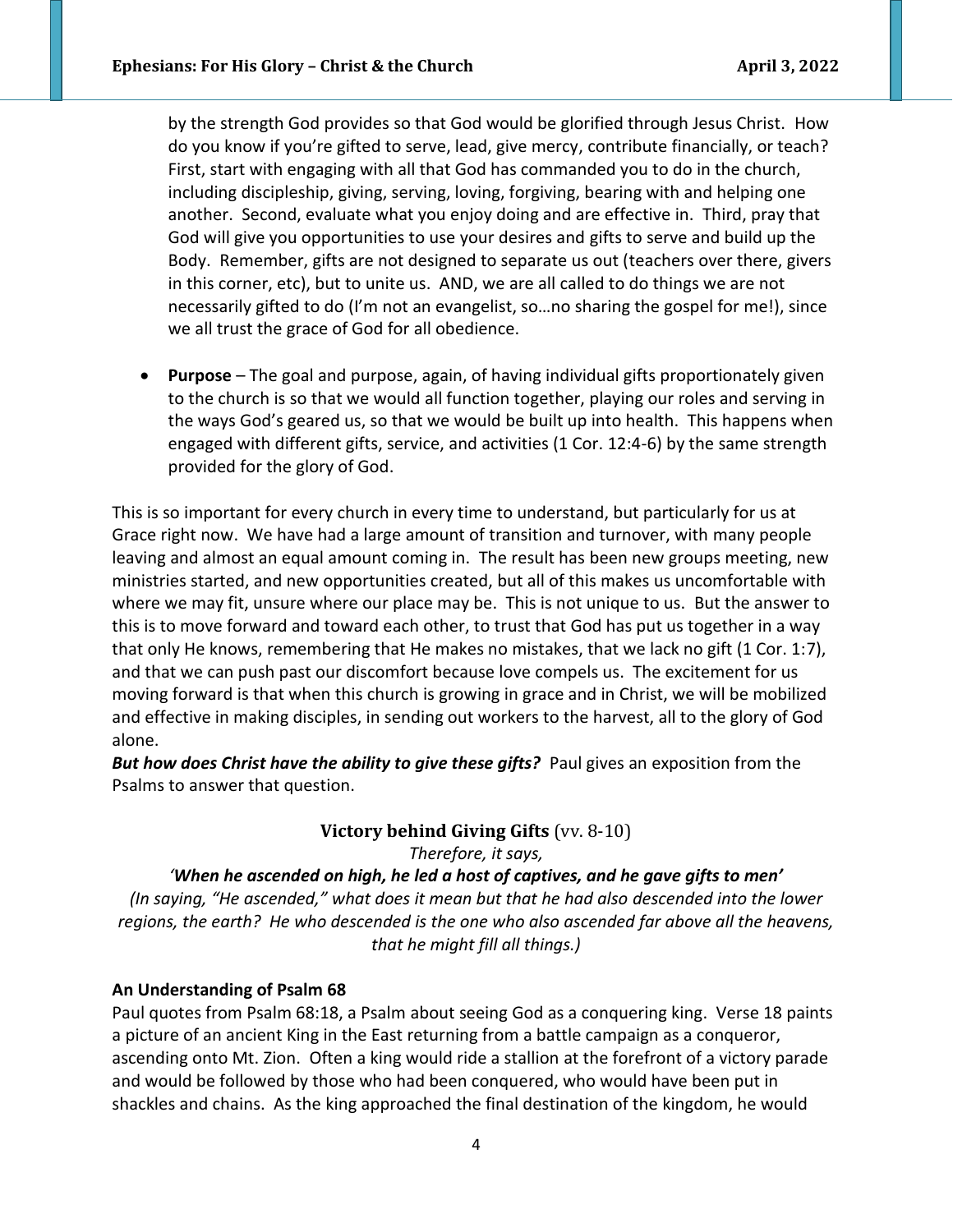by the strength God provides so that God would be glorified through Jesus Christ. How do you know if you're gifted to serve, lead, give mercy, contribute financially, or teach? First, start with engaging with all that God has commanded you to do in the church, including discipleship, giving, serving, loving, forgiving, bearing with and helping one another. Second, evaluate what you enjoy doing and are effective in. Third, pray that God will give you opportunities to use your desires and gifts to serve and build up the Body. Remember, gifts are not designed to separate us out (teachers over there, givers in this corner, etc), but to unite us. AND, we are all called to do things we are not necessarily gifted to do (I'm not an evangelist, so…no sharing the gospel for me!), since we all trust the grace of God for all obedience.

- **Purpose** – The goal and purpose, again, of having individual gifts proportionately given to the church is so that we would all function together, playing our roles and serving in the ways God's geared us, so that we would be built up into health. This happens when engaged with different gifts, service, and activities (1 Cor. 12:4-6) by the same strength provided for the glory of God.

This is so important for every church in every time to understand, but particularly for us at Grace right now. We have had a large amount of transition and turnover, with many people leaving and almost an equal amount coming in. The result has been new groups meeting, new ministries started, and new opportunities created, but all of this makes us uncomfortable with where we may fit, unsure where our place may be. This is not unique to us. But the answer to this is to move forward and toward each other, to trust that God has put us together in a way that only He knows, remembering that He makes no mistakes, that we lack no gift (1 Cor. 1:7), and that we can push past our discomfort because love compels us. The excitement for us moving forward is that when this church is growing in grace and in Christ, we will be mobilized and effective in making disciples, in sending out workers to the harvest, all to the glory of God alone.

***But how does Christ have the ability to give these gifts?*** Paul gives an exposition from the Psalms to answer that question.

### **Victory behind Giving Gifts** (vv. 8-10)

*Therefore, it says,*

***'When he ascended on high, he led a host of captives, and he gave gifts to men'***

*(In saying, "He ascended," what does it mean but that he had also descended into the lower regions, the earth? He who descended is the one who also ascended far above all the heavens, that he might fill all things.)*

**An Understanding of Psalm 68**

Paul quotes from Psalm 68:18, a Psalm about seeing God as a conquering king. Verse 18 paints a picture of an ancient King in the East returning from a battle campaign as a conqueror, ascending onto Mt. Zion. Often a king would ride a stallion at the forefront of a victory parade and would be followed by those who had been conquered, who would have been put in shackles and chains. As the king approached the final destination of the kingdom, he would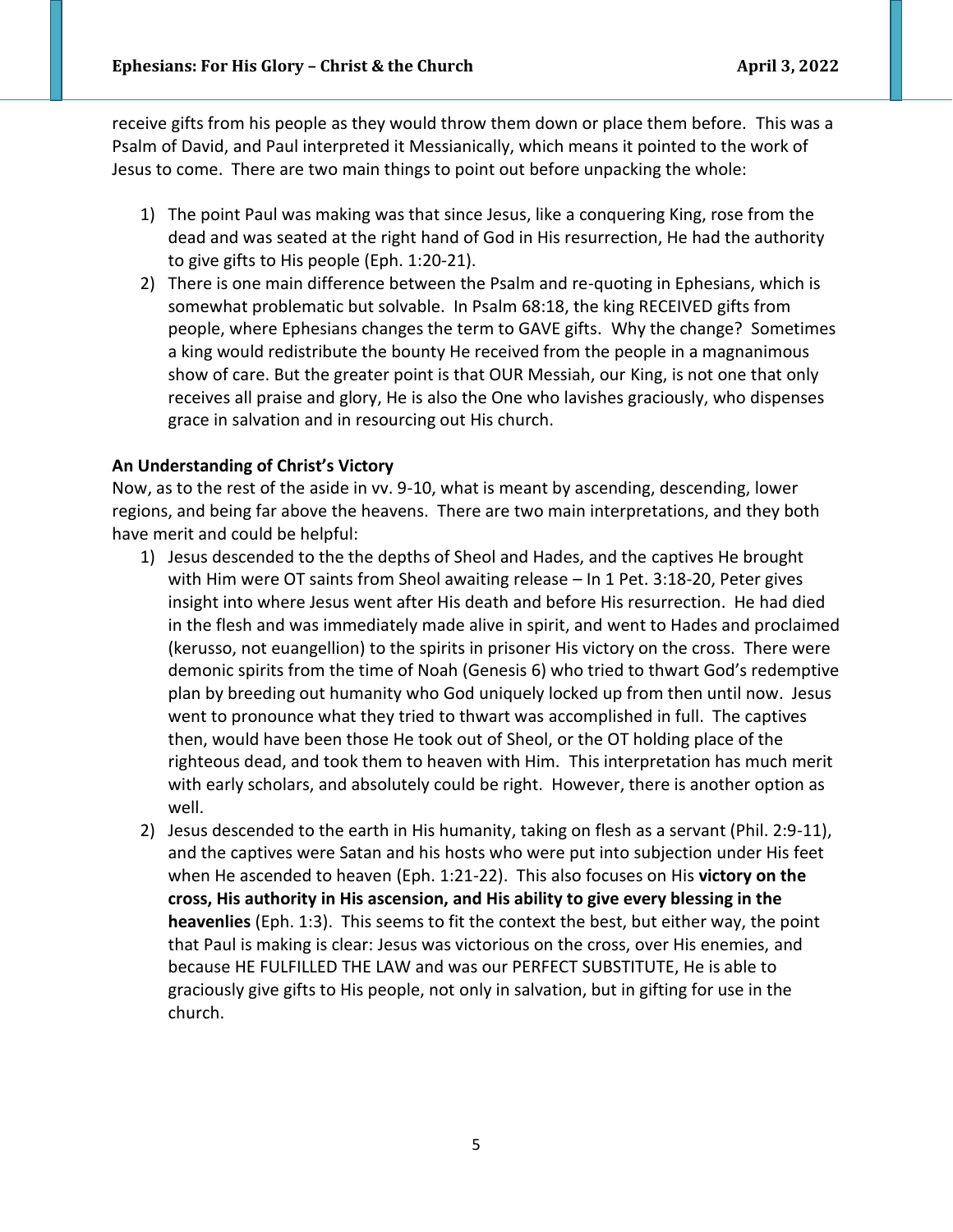receive gifts from his people as they would throw them down or place them before. This was a Psalm of David, and Paul interpreted it Messianically, which means it pointed to the work of Jesus to come. There are two main things to point out before unpacking the whole:

1) The point Paul was making was that since Jesus, like a conquering King, rose from the dead and was seated at the right hand of God in His resurrection, He had the authority to give gifts to His people (Eph. 1:20-21).
2) There is one main difference between the Psalm and re-quoting in Ephesians, which is somewhat problematic but solvable. In Psalm 68:18, the king RECEIVED gifts from people, where Ephesians changes the term to GAVE gifts. Why the change? Sometimes a king would redistribute the bounty He received from the people in a magnanimous show of care. But the greater point is that OUR Messiah, our King, is not one that only receives all praise and glory, He is also the One who lavishes graciously, who dispenses grace in salvation and in resourcing out His church.

**An Understanding of Christ's Victory**

Now, as to the rest of the aside in vv. 9-10, what is meant by ascending, descending, lower regions, and being far above the heavens. There are two main interpretations, and they both have merit and could be helpful:

1) Jesus descended to the the depths of Sheol and Hades, and the captives He brought with Him were OT saints from Sheol awaiting release – In 1 Pet. 3:18-20, Peter gives insight into where Jesus went after His death and before His resurrection. He had died in the flesh and was immediately made alive in spirit, and went to Hades and proclaimed (kerusso, not euangellion) to the spirits in prisoner His victory on the cross. There were demonic spirits from the time of Noah (Genesis 6) who tried to thwart God's redemptive plan by breeding out humanity who God uniquely locked up from then until now. Jesus went to pronounce what they tried to thwart was accomplished in full. The captives then, would have been those He took out of Sheol, or the OT holding place of the righteous dead, and took them to heaven with Him. This interpretation has much merit with early scholars, and absolutely could be right. However, there is another option as well.
2) Jesus descended to the earth in His humanity, taking on flesh as a servant (Phil. 2:9-11), and the captives were Satan and his hosts who were put into subjection under His feet when He ascended to heaven (Eph. 1:21-22). This also focuses on His **victory on the cross, His authority in His ascension, and His ability to give every blessing in the heavenlies** (Eph. 1:3). This seems to fit the context the best, but either way, the point that Paul is making is clear: Jesus was victorious on the cross, over His enemies, and because HE FULFILLED THE LAW and was our PERFECT SUBSTITUTE, He is able to graciously give gifts to His people, not only in salvation, but in gifting for use in the church.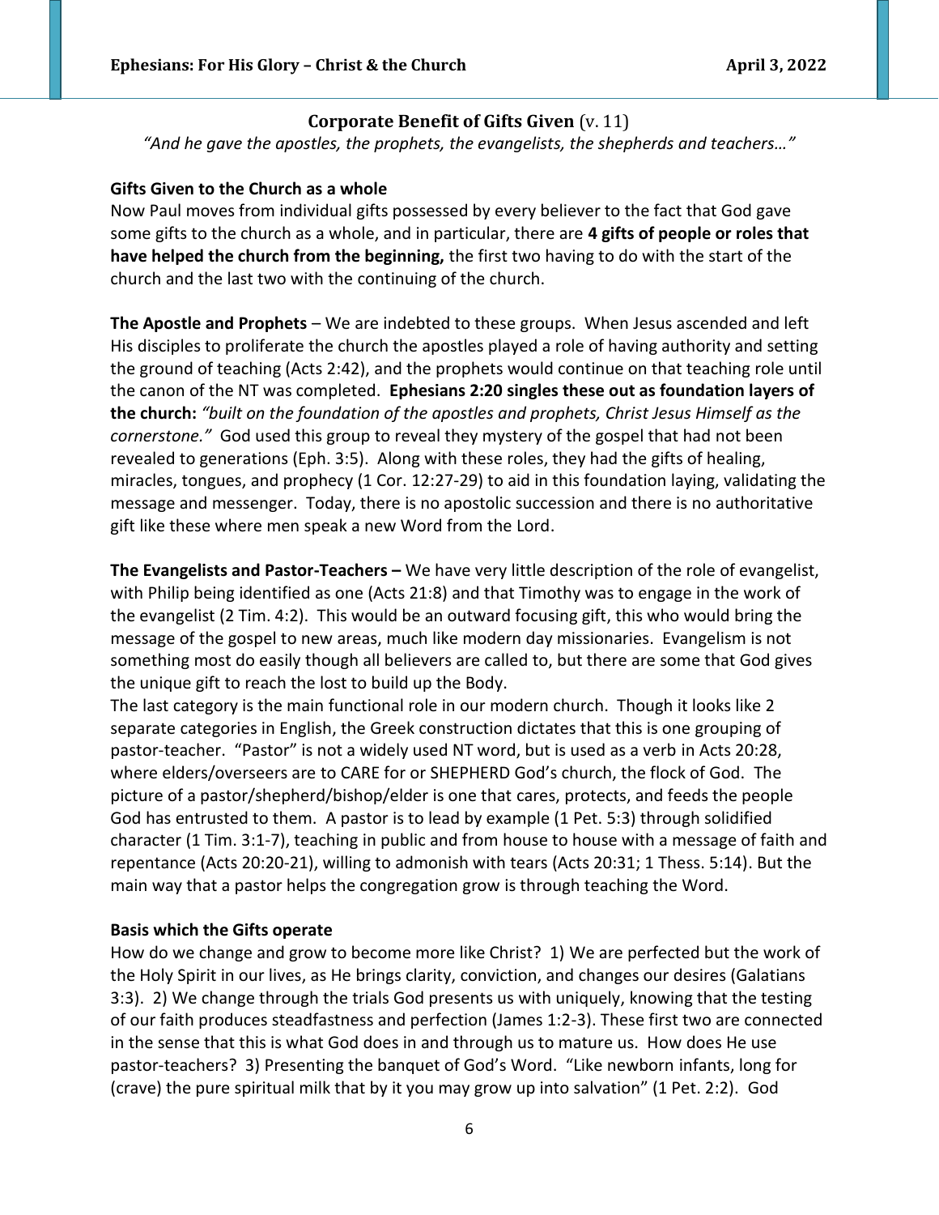## Corporate Benefit of Gifts Given (v. 11)

*"And he gave the apostles, the prophets, the evangelists, the shepherds and teachers…"*

**Gifts Given to the Church as a whole**

Now Paul moves from individual gifts possessed by every believer to the fact that God gave some gifts to the church as a whole, and in particular, there are **4 gifts of people or roles that have helped the church from the beginning,** the first two having to do with the start of the church and the last two with the continuing of the church.

**The Apostle and Prophets** – We are indebted to these groups. When Jesus ascended and left His disciples to proliferate the church the apostles played a role of having authority and setting the ground of teaching (Acts 2:42), and the prophets would continue on that teaching role until the canon of the NT was completed. **Ephesians 2:20 singles these out as foundation layers of the church:** *"built on the foundation of the apostles and prophets, Christ Jesus Himself as the cornerstone."* God used this group to reveal they mystery of the gospel that had not been revealed to generations (Eph. 3:5). Along with these roles, they had the gifts of healing, miracles, tongues, and prophecy (1 Cor. 12:27-29) to aid in this foundation laying, validating the message and messenger. Today, there is no apostolic succession and there is no authoritative gift like these where men speak a new Word from the Lord.

**The Evangelists and Pastor-Teachers –** We have very little description of the role of evangelist, with Philip being identified as one (Acts 21:8) and that Timothy was to engage in the work of the evangelist (2 Tim. 4:2). This would be an outward focusing gift, this who would bring the message of the gospel to new areas, much like modern day missionaries. Evangelism is not something most do easily though all believers are called to, but there are some that God gives the unique gift to reach the lost to build up the Body.

The last category is the main functional role in our modern church. Though it looks like 2 separate categories in English, the Greek construction dictates that this is one grouping of pastor-teacher. "Pastor" is not a widely used NT word, but is used as a verb in Acts 20:28, where elders/overseers are to CARE for or SHEPHERD God's church, the flock of God. The picture of a pastor/shepherd/bishop/elder is one that cares, protects, and feeds the people God has entrusted to them. A pastor is to lead by example (1 Pet. 5:3) through solidified character (1 Tim. 3:1-7), teaching in public and from house to house with a message of faith and repentance (Acts 20:20-21), willing to admonish with tears (Acts 20:31; 1 Thess. 5:14). But the main way that a pastor helps the congregation grow is through teaching the Word.

**Basis which the Gifts operate**

How do we change and grow to become more like Christ? 1) We are perfected but the work of the Holy Spirit in our lives, as He brings clarity, conviction, and changes our desires (Galatians 3:3). 2) We change through the trials God presents us with uniquely, knowing that the testing of our faith produces steadfastness and perfection (James 1:2-3). These first two are connected in the sense that this is what God does in and through us to mature us. How does He use pastor-teachers? 3) Presenting the banquet of God's Word. "Like newborn infants, long for (crave) the pure spiritual milk that by it you may grow up into salvation" (1 Pet. 2:2). God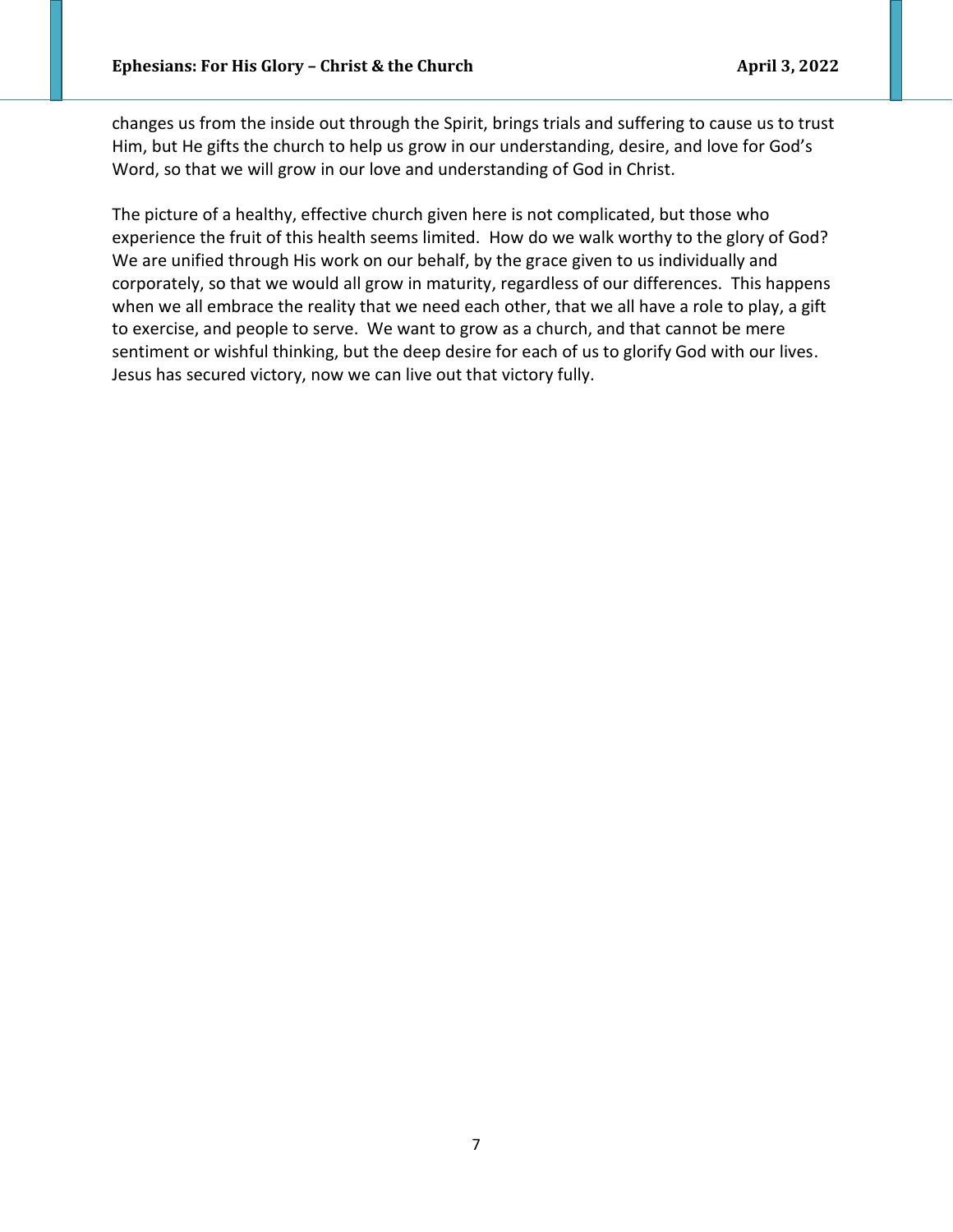changes us from the inside out through the Spirit, brings trials and suffering to cause us to trust Him, but He gifts the church to help us grow in our understanding, desire, and love for God's Word, so that we will grow in our love and understanding of God in Christ.

The picture of a healthy, effective church given here is not complicated, but those who experience the fruit of this health seems limited. How do we walk worthy to the glory of God? We are unified through His work on our behalf, by the grace given to us individually and corporately, so that we would all grow in maturity, regardless of our differences. This happens when we all embrace the reality that we need each other, that we all have a role to play, a gift to exercise, and people to serve. We want to grow as a church, and that cannot be mere sentiment or wishful thinking, but the deep desire for each of us to glorify God with our lives. Jesus has secured victory, now we can live out that victory fully.